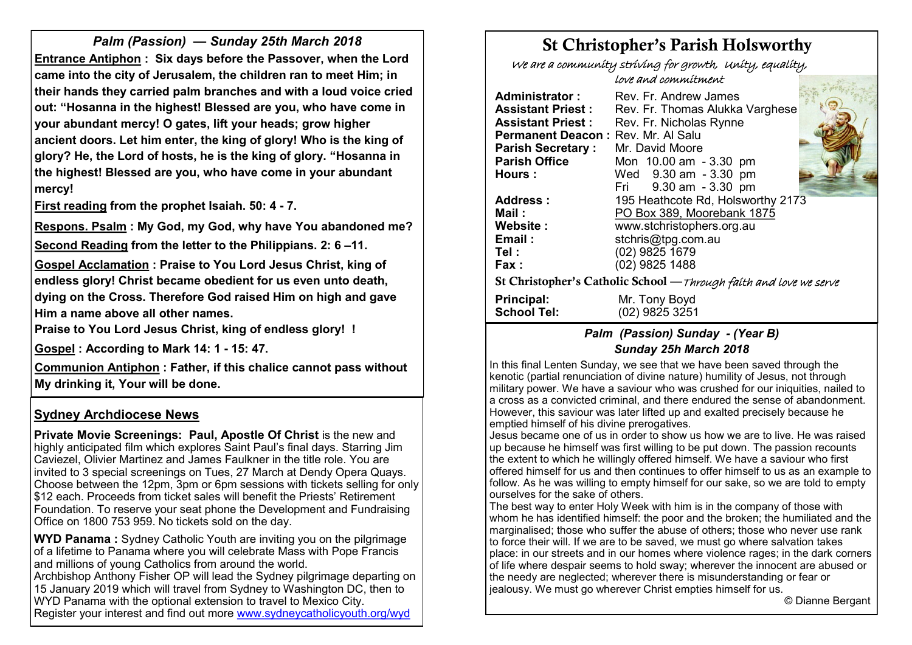*Palm (Passion) — Sunday 25th March 2018*

**Entrance Antiphon : Six days before the Passover, when the Lord came into the city of Jerusalem, the children ran to meet Him; in their hands they carried palm branches and with a loud voice cried out: "Hosanna in the highest! Blessed are you, who have come in your abundant mercy! O gates, lift your heads; grow higher ancient doors. Let him enter, the king of glory! Who is the king of glory? He, the Lord of hosts, he is the king of glory. "Hosanna in the highest! Blessed are you, who have come in your abundant mercy!**

**First reading from the prophet Isaiah. 50: 4 - 7.**

**Respons. Psalm : My God, my God, why have You abandoned me?**

**Second Reading from the letter to the Philippians. 2: 6 –11.**

**Gospel Acclamation : Praise to You Lord Jesus Christ, king of endless glory! Christ became obedient for us even unto death, dying on the Cross. Therefore God raised Him on high and gave Him a name above all other names.**

**Praise to You Lord Jesus Christ, king of endless glory! !**

**Gospel : According to Mark 14: 1 - 15: 47.**

**Communion Antiphon : Father, if this chalice cannot pass without My drinking it, Your will be done.**

## Sydney Archdiocese News

**Private Movie Screenings: Paul, Apostle Of Christ** is the new and highly anticipated film which explores Saint Paul's final days. Starring Jim Caviezel, Olivier Martinez and James Faulkner in the title role. You are invited to 3 special screenings on Tues, 27 March at Dendy Opera Quays. Choose between the 12pm, 3pm or 6pm sessions with tickets selling for only $12 each. Proceeds from ticket sales will benefit the Priests' Retirement Foundation. To reserve your seat phone the Development and Fundraising Office on 1800 753 959. No tickets sold on the day.

**WYD Panama :** Sydney Catholic Youth are inviting you on the pilgrimage of a lifetime to Panama where you will celebrate Mass with Pope Francis and millions of young Catholics from around the world.
Archbishop Anthony Fisher OP will lead the Sydney pilgrimage departing on 15 January 2019 which will travel from Sydney to Washington DC, then to WYD Panama with the optional extension to travel to Mexico City.
Register your interest and find out more www.sydneycatholicyouth.org/wyd

# St Christopher's Parish Holsworthy

*We are a community striving for growth, Unity, equality, love and commitment*

**Administrator :** Rev. Fr. Andrew James
**Assistant Priest :** Rev. Fr. Thomas Alukka Varghese
**Assistant Priest :** Rev. Fr. Nicholas Rynne
**Permanent Deacon :** Rev. Mr. Al Salu
**Parish Secretary :** Mr. David Moore
**Parish Office Hours :** Mon 10.00 am - 3.30 pm
Wed 9.30 am - 3.30 pm
Fri 9.30 am - 3.30 pm
**Address :** 195 Heathcote Rd, Holsworthy 2173
**Mail :** PO Box 389, Moorebank 1875
**Website :** www.stchristophers.org.au
**Email :** stchris@tpg.com.au
**Tel :** (02) 9825 1679
**Fax :** (02) 9825 1488

**St Christopher's Catholic School** —*Through faith and love we serve*

**Principal:** Mr. Tony Boyd
**School Tel:** (02) 9825 3251

### *Palm (Passion) Sunday - (Year B)*
### *Sunday 25h March 2018*

In this final Lenten Sunday, we see that we have been saved through the kenotic (partial renunciation of divine nature) humility of Jesus, not through military power. We have a saviour who was crushed for our iniquities, nailed to a cross as a convicted criminal, and there endured the sense of abandonment. However, this saviour was later lifted up and exalted precisely because he emptied himself of his divine prerogatives.
Jesus became one of us in order to show us how we are to live. He was raised up because he himself was first willing to be put down. The passion recounts the extent to which he willingly offered himself. We have a saviour who first offered himself for us and then continues to offer himself to us as an example to follow. As he was willing to empty himself for our sake, so we are told to empty ourselves for the sake of others.
The best way to enter Holy Week with him is in the company of those with whom he has identified himself: the poor and the broken; the humiliated and the marginalised; those who suffer the abuse of others; those who never use rank to force their will. If we are to be saved, we must go where salvation takes place: in our streets and in our homes where violence rages; in the dark corners of life where despair seems to hold sway; wherever the innocent are abused or the needy are neglected; wherever there is misunderstanding or fear or jealousy. We must go wherever Christ empties himself for us.

© Dianne Bergant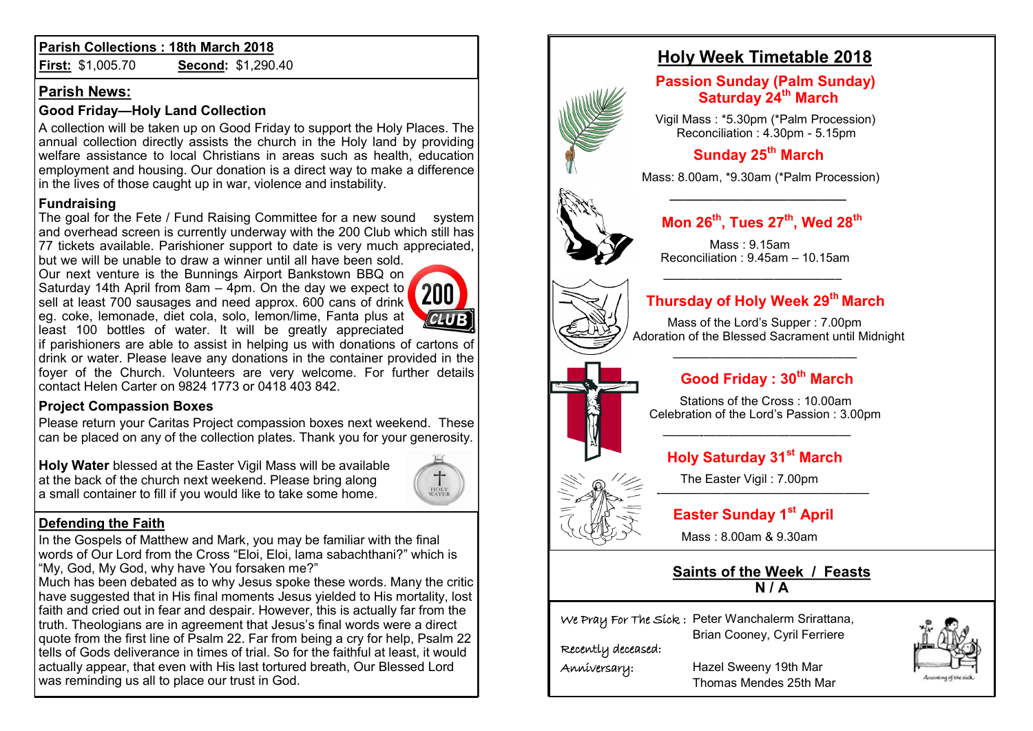**Parish Collections : 18th March 2018**

**First:** $1,005.70 **Second:** $1,290.40

## Parish News:

### Good Friday—Holy Land Collection

A collection will be taken up on Good Friday to support the Holy Places. The annual collection directly assists the church in the Holy land by providing welfare assistance to local Christians in areas such as health, education employment and housing. Our donation is a direct way to make a difference in the lives of those caught up in war, violence and instability.

### Fundraising

The goal for the Fete / Fund Raising Committee for a new sound system and overhead screen is currently underway with the 200 Club which still has 77 tickets available. Parishioner support to date is very much appreciated, but we will be unable to draw a winner until all have been sold.

Our next venture is the Bunnings Airport Bankstown BBQ on Saturday 14th April from 8am – 4pm. On the day we expect to sell at least 700 sausages and need approx. 600 cans of drink eg. coke, lemonade, diet cola, solo, lemon/lime, Fanta plus at least 100 bottles of water. It will be greatly appreciated if parishioners are able to assist in helping us with donations of cartons of drink or water. Please leave any donations in the container provided in the foyer of the Church. Volunteers are very welcome. For further details contact Helen Carter on 9824 1773 or 0418 403 842.

### Project Compassion Boxes

Please return your Caritas Project compassion boxes next weekend. These can be placed on any of the collection plates. Thank you for your generosity.

**Holy Water** blessed at the Easter Vigil Mass will be available at the back of the church next weekend. Please bring along a small container to fill if you would like to take some home.

## Defending the Faith

In the Gospels of Matthew and Mark, you may be familiar with the final words of Our Lord from the Cross "Eloi, Eloi, lama sabachthani?" which is "My, God, My God, why have You forsaken me?"

Much has been debated as to why Jesus spoke these words. Many the critic have suggested that in His final moments Jesus yielded to His mortality, lost faith and cried out in fear and despair. However, this is actually far from the truth. Theologians are in agreement that Jesus's final words were a direct quote from the first line of Psalm 22. Far from being a cry for help, Psalm 22 tells of Gods deliverance in times of trial. So for the faithful at least, it would actually appear, that even with His last tortured breath, Our Blessed Lord was reminding us all to place our trust in God.

## Holy Week Timetable 2018

### Passion Sunday (Palm Sunday) Saturday 24th March

Vigil Mass : *5.30pm (*Palm Procession)
Reconciliation : 4.30pm - 5.15pm

### Sunday 25th March

Mass: 8.00am, *9.30am (*Palm Procession)

### Mon 26th, Tues 27th, Wed 28th

Mass : 9.15am
Reconciliation : 9.45am – 10.15am

### Thursday of Holy Week 29th March

Mass of the Lord's Supper : 7.00pm
Adoration of the Blessed Sacrament until Midnight

### Good Friday : 30th March

Stations of the Cross : 10.00am
Celebration of the Lord's Passion : 3.00pm

### Holy Saturday 31st March

The Easter Vigil : 7.00pm

### Easter Sunday 1st April

Mass : 8.00am & 9.30am

## Saints of the Week / Feasts

**N / A**

We Pray For The Sick : Peter Wanchalerm Srirattana, Brian Cooney, Cyril Ferriere

Recently deceased:

Anniversary: Hazel Sweeny 19th Mar
Thomas Mendes 25th Mar